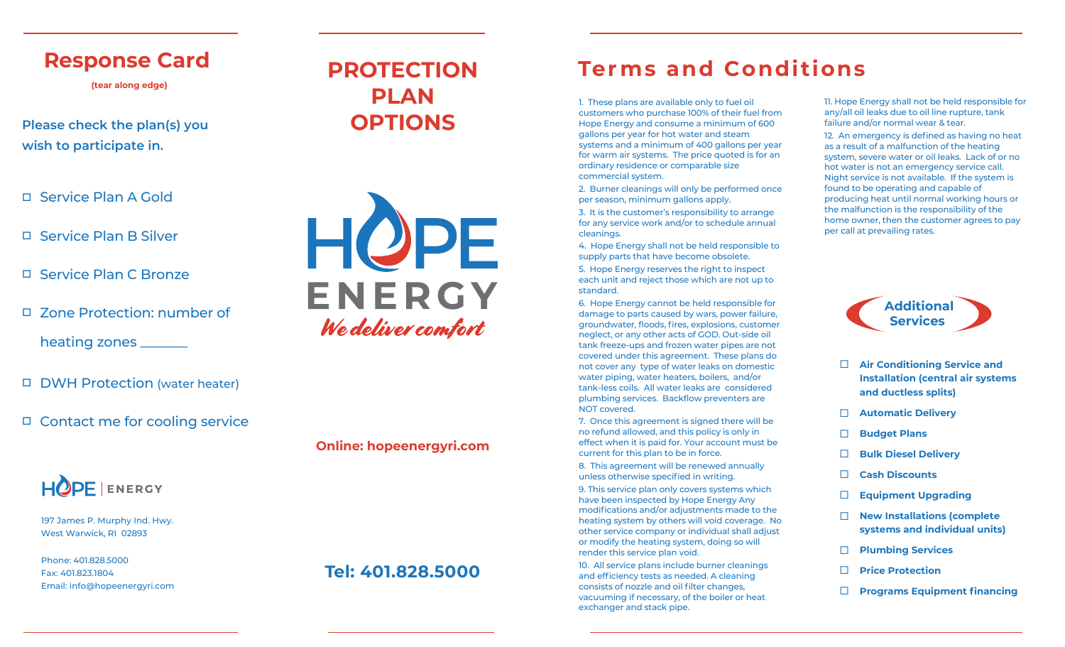## Response Card

**(tear along edge)**

**Please check the plan(s) you wish to participate in.**

- ☐ Service Plan A Gold
- ☐ Service Plan B Silver
- ☐ Service Plan C Bronze
- ☐ Zone Protection: number of heating zones _______
- ☐ DWH Protection (water heater)
- ☐ Contact me for cooling service

HOPE | ENERGY

197 James P. Murphy Ind. Hwy.
West Warwick, RI 02893

Phone: 401.828.5000
Fax: 401.823.1804
Email: info@hopeenergyri.com

# PROTECTION PLAN OPTIONS

HOPE ENERGY

*We deliver comfort*

**Online: hopeenergyri.com**

**Tel: 401.828.5000**

# Terms and Conditions

1. These plans are available only to fuel oil customers who purchase 100% of their fuel from Hope Energy and consume a minimum of 600 gallons per year for hot water and steam systems and a minimum of 400 gallons per year for warm air systems. The price quoted is for an ordinary residence or comparable size commercial system.

2. Burner cleanings will only be performed once per season, minimum gallons apply.

3. It is the customer's responsibility to arrange for any service work and/or to schedule annual cleanings.

4. Hope Energy shall not be held responsible to supply parts that have become obsolete.

5. Hope Energy reserves the right to inspect each unit and reject those which are not up to standard.

6. Hope Energy cannot be held responsible for damage to parts caused by wars, power failure, groundwater, floods, fires, explosions, customer neglect, or any other acts of GOD. Out-side oil tank freeze-ups and frozen water pipes are not covered under this agreement. These plans do not cover any type of water leaks on domestic water piping, water heaters, boilers, and/or tank-less coils. All water leaks are considered plumbing services. Backflow preventers are NOT covered.

7. Once this agreement is signed there will be no refund allowed, and this policy is only in effect when it is paid for. Your account must be current for this plan to be in force.

8. This agreement will be renewed annually unless otherwise specified in writing.

9. This service plan only covers systems which have been inspected by Hope Energy Any modifications and/or adjustments made to the heating system by others will void coverage. No other service company or individual shall adjust or modify the heating system, doing so will render this service plan void.

10. All service plans include burner cleanings and efficiency tests as needed. A cleaning consists of nozzle and oil filter changes, vacuuming if necessary, of the boiler or heat exchanger and stack pipe.

11. Hope Energy shall not be held responsible for any/all oil leaks due to oil line rupture, tank failure and/or normal wear & tear.

12. An emergency is defined as having no heat as a result of a malfunction of the heating system, severe water or oil leaks. Lack of or no hot water is not an emergency service call. Night service is not available. If the system is found to be operating and capable of producing heat until normal working hours or the malfunction is the responsibility of the home owner, then the customer agrees to pay per call at prevailing rates.

## Additional Services

- ☐ **Air Conditioning Service and Installation (central air systems and ductless splits)**
- ☐ **Automatic Delivery**
- ☐ **Budget Plans**
- ☐ **Bulk Diesel Delivery**
- ☐ **Cash Discounts**
- ☐ **Equipment Upgrading**
- ☐ **New Installations (complete systems and individual units)**
- ☐ **Plumbing Services**
- ☐ **Price Protection**
- ☐ **Programs Equipment financing**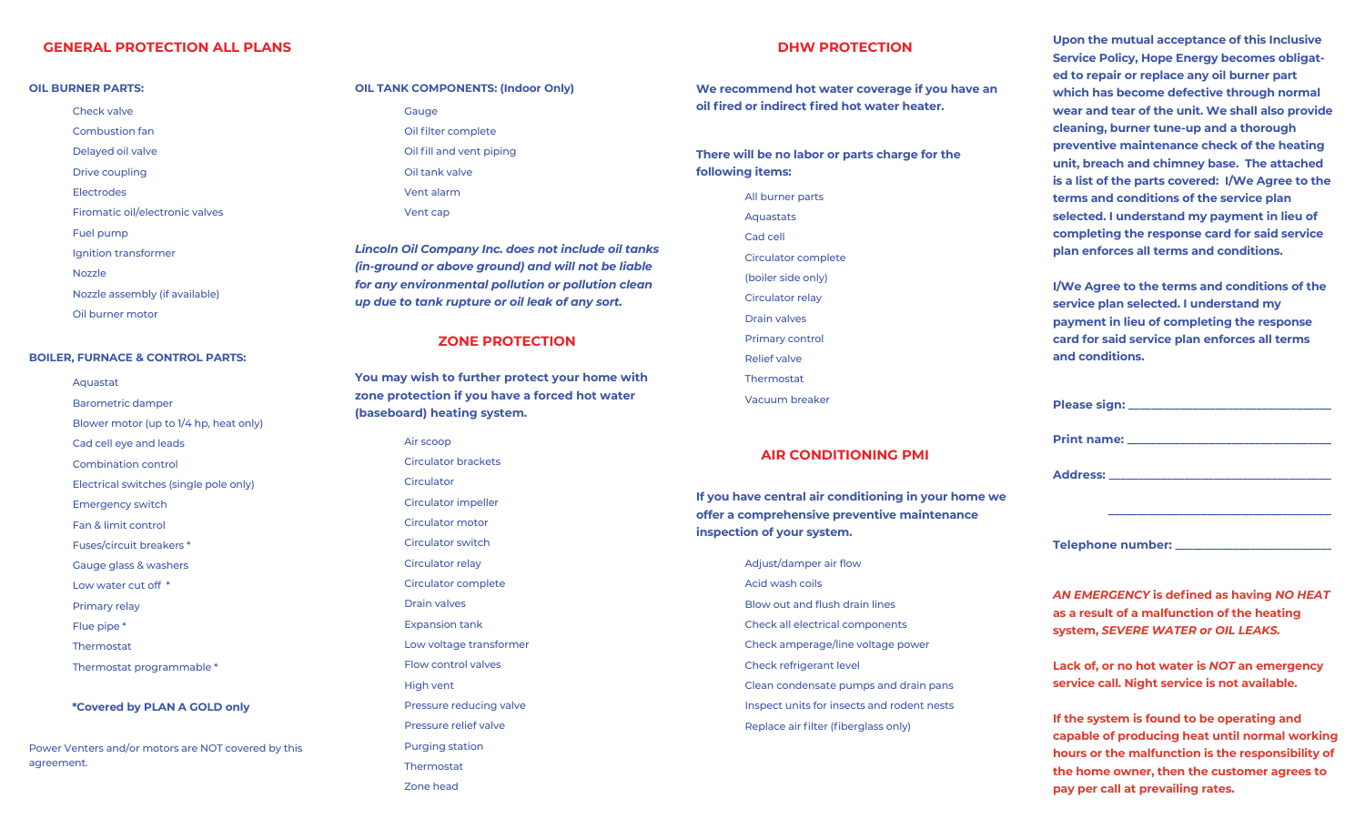## GENERAL PROTECTION ALL PLANS

### OIL BURNER PARTS:

- Check valve
- Combustion fan
- Delayed oil valve
- Drive coupling
- Electrodes
- Firomatic oil/electronic valves
- Fuel pump
- Ignition transformer
- Nozzle
- Nozzle assembly (if available)
- Oil burner motor

### BOILER, FURNACE & CONTROL PARTS:

- Aquastat
- Barometric damper
- Blower motor (up to 1/4 hp, heat only)
- Cad cell eye and leads
- Combination control
- Electrical switches (single pole only)
- Emergency switch
- Fan & limit control
- Fuses/circuit breakers *
- Gauge glass & washers
- Low water cut off *
- Primary relay
- Flue pipe *
- Thermostat
- Thermostat programmable *

**\*Covered by PLAN A GOLD only**

Power Venters and/or motors are NOT covered by this agreement.

### OIL TANK COMPONENTS: (Indoor Only)

- Gauge
- Oil filter complete
- Oil fill and vent piping
- Oil tank valve
- Vent alarm
- Vent cap

***Lincoln Oil Company Inc. does not include oil tanks (in-ground or above ground) and will not be liable for any environmental pollution or pollution clean up due to tank rupture or oil leak of any sort.***

## ZONE PROTECTION

**You may wish to further protect your home with zone protection if you have a forced hot water (baseboard) heating system.**

- Air scoop
- Circulator brackets
- Circulator
- Circulator impeller
- Circulator motor
- Circulator switch
- Circulator relay
- Circulator complete
- Drain valves
- Expansion tank
- Low voltage transformer
- Flow control valves
- High vent
- Pressure reducing valve
- Pressure relief valve
- Purging station
- Thermostat
- Zone head

## DHW PROTECTION

**We recommend hot water coverage if you have an oil fired or indirect fired hot water heater.**

**There will be no labor or parts charge for the following items:**

- All burner parts
- Aquastats
- Cad cell
- Circulator complete (boiler side only)
- Circulator relay
- Drain valves
- Primary control
- Relief valve
- Thermostat
- Vacuum breaker

## AIR CONDITIONING PMI

**If you have central air conditioning in your home we offer a comprehensive preventive maintenance inspection of your system.**

- Adjust/damper air flow
- Acid wash coils
- Blow out and flush drain lines
- Check all electrical components
- Check amperage/line voltage power
- Check refrigerant level
- Clean condensate pumps and drain pans
- Inspect units for insects and rodent nests
- Replace air filter (fiberglass only)

**Upon the mutual acceptance of this Inclusive Service Policy, Hope Energy becomes obligated to repair or replace any oil burner part which has become defective through normal wear and tear of the unit. We shall also provide cleaning, burner tune-up and a thorough preventive maintenance check of the heating unit, breach and chimney base. The attached is a list of the parts covered: I/We Agree to the terms and conditions of the service plan selected. I understand my payment in lieu of completing the response card for said service plan enforces all terms and conditions.**

**I/We Agree to the terms and conditions of the service plan selected. I understand my payment in lieu of completing the response card for said service plan enforces all terms and conditions.**

**Please sign:** ______________________________

**Print name:** ______________________________

**Address:** ______________________________

______________________________

**Telephone number:** ______________________

***AN EMERGENCY* is defined as having *NO HEAT* as a result of a malfunction of the heating system, *SEVERE WATER or OIL LEAKS.***

**Lack of, or no hot water is *NOT* an emergency service call. Night service is not available.**

**If the system is found to be operating and capable of producing heat until normal working hours or the malfunction is the responsibility of the home owner, then the customer agrees to pay per call at prevailing rates.**